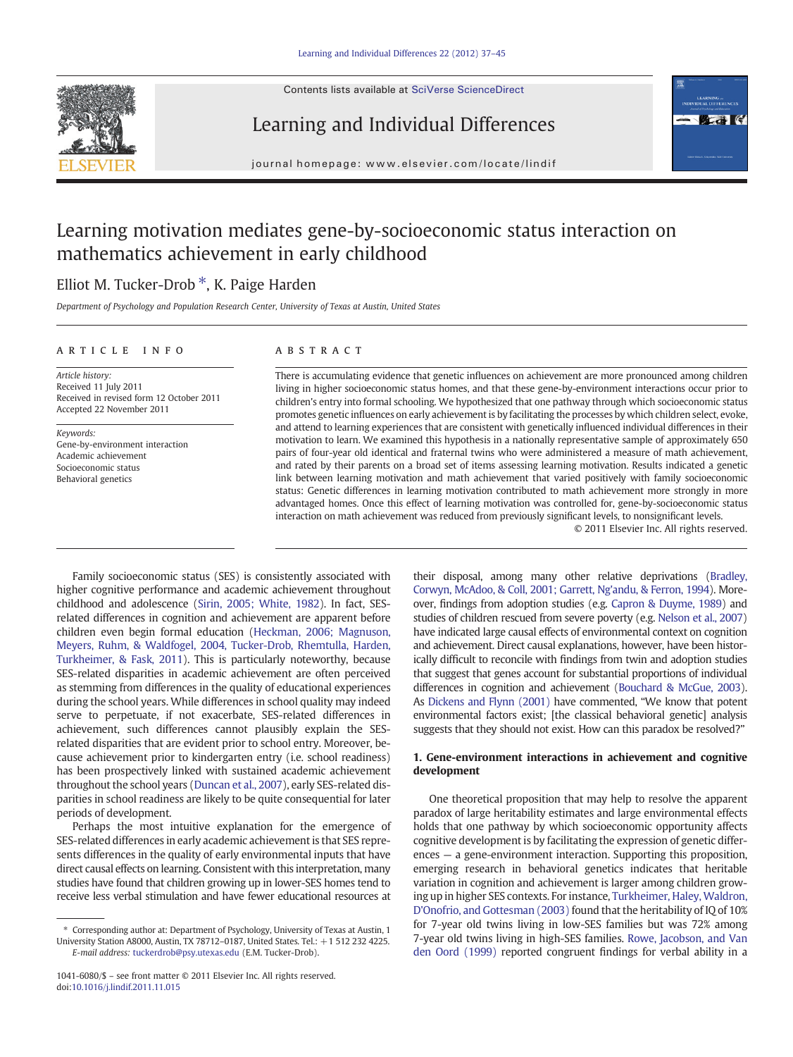# Learning motivation mediates gene-by-socioeconomic status interaction on mathematics achievement in early childhood

Elliot M. Tucker-Drob *, K. Paige Harden

*Department of Psychology and Population Research Center, University of Texas at Austin, United States*

## ARTICLE INFO

*Article history:*
Received 11 July 2011
Received in revised form 12 October 2011
Accepted 22 November 2011

*Keywords:*
Gene-by-environment interaction
Academic achievement
Socioeconomic status
Behavioral genetics

## ABSTRACT

There is accumulating evidence that genetic influences on achievement are more pronounced among children living in higher socioeconomic status homes, and that these gene-by-environment interactions occur prior to children's entry into formal schooling. We hypothesized that one pathway through which socioeconomic status promotes genetic influences on early achievement is by facilitating the processes by which children select, evoke, and attend to learning experiences that are consistent with genetically influenced individual differences in their motivation to learn. We examined this hypothesis in a nationally representative sample of approximately 650 pairs of four-year old identical and fraternal twins who were administered a measure of math achievement, and rated by their parents on a broad set of items assessing learning motivation. Results indicated a genetic link between learning motivation and math achievement that varied positively with family socioeconomic status: Genetic differences in learning motivation contributed to math achievement more strongly in more advantaged homes. Once this effect of learning motivation was controlled for, gene-by-socioeconomic status interaction on math achievement was reduced from previously significant levels, to nonsignificant levels.

© 2011 Elsevier Inc. All rights reserved.

Family socioeconomic status (SES) is consistently associated with higher cognitive performance and academic achievement throughout childhood and adolescence (Sirin, 2005; White, 1982). In fact, SES-related differences in cognition and achievement are apparent before children even begin formal education (Heckman, 2006; Magnuson, Meyers, Ruhm, & Waldfogel, 2004, Tucker-Drob, Rhemtulla, Harden, Turkheimer, & Fask, 2011). This is particularly noteworthy, because SES-related disparities in academic achievement are often perceived as stemming from differences in the quality of educational experiences during the school years. While differences in school quality may indeed serve to perpetuate, if not exacerbate, SES-related differences in achievement, such differences cannot plausibly explain the SES-related disparities that are evident prior to school entry. Moreover, because achievement prior to kindergarten entry (i.e. school readiness) has been prospectively linked with sustained academic achievement throughout the school years (Duncan et al., 2007), early SES-related disparities in school readiness are likely to be quite consequential for later periods of development.

Perhaps the most intuitive explanation for the emergence of SES-related differences in early academic achievement is that SES represents differences in the quality of early environmental inputs that have direct causal effects on learning. Consistent with this interpretation, many studies have found that children growing up in lower-SES homes tend to receive less verbal stimulation and have fewer educational resources at their disposal, among many other relative deprivations (Bradley, Corwyn, McAdoo, & Coll, 2001; Garrett, Ng'andu, & Ferron, 1994). Moreover, findings from adoption studies (e.g. Capron & Duyme, 1989) and studies of children rescued from severe poverty (e.g. Nelson et al., 2007) have indicated large causal effects of environmental context on cognition and achievement. Direct causal explanations, however, have been historically difficult to reconcile with findings from twin and adoption studies that suggest that genes account for substantial proportions of individual differences in cognition and achievement (Bouchard & McGue, 2003). As Dickens and Flynn (2001) have commented, "We know that potent environmental factors exist; [the classical behavioral genetic] analysis suggests that they should not exist. How can this paradox be resolved?"

## 1. Gene-environment interactions in achievement and cognitive development

One theoretical proposition that may help to resolve the apparent paradox of large heritability estimates and large environmental effects holds that one pathway by which socioeconomic opportunity affects cognitive development is by facilitating the expression of genetic differences — a gene-environment interaction. Supporting this proposition, emerging research in behavioral genetics indicates that heritable variation in cognition and achievement is larger among children growing up in higher SES contexts. For instance, Turkheimer, Haley, Waldron, D'Onofrio, and Gottesman (2003) found that the heritability of IQ of 10% for 7-year old twins living in low-SES families but was 72% among 7-year old twins living in high-SES families. Rowe, Jacobson, and Van den Oord (1999) reported congruent findings for verbal ability in a

* Corresponding author at: Department of Psychology, University of Texas at Austin, 1 University Station A8000, Austin, TX 78712–0187, United States. Tel.: +1 512 232 4225. *E-mail address:* tuckerdrob@psy.utexas.edu (E.M. Tucker-Drob).

1041-6080/$ – see front matter © 2011 Elsevier Inc. All rights reserved.
doi:10.1016/j.lindif.2011.11.015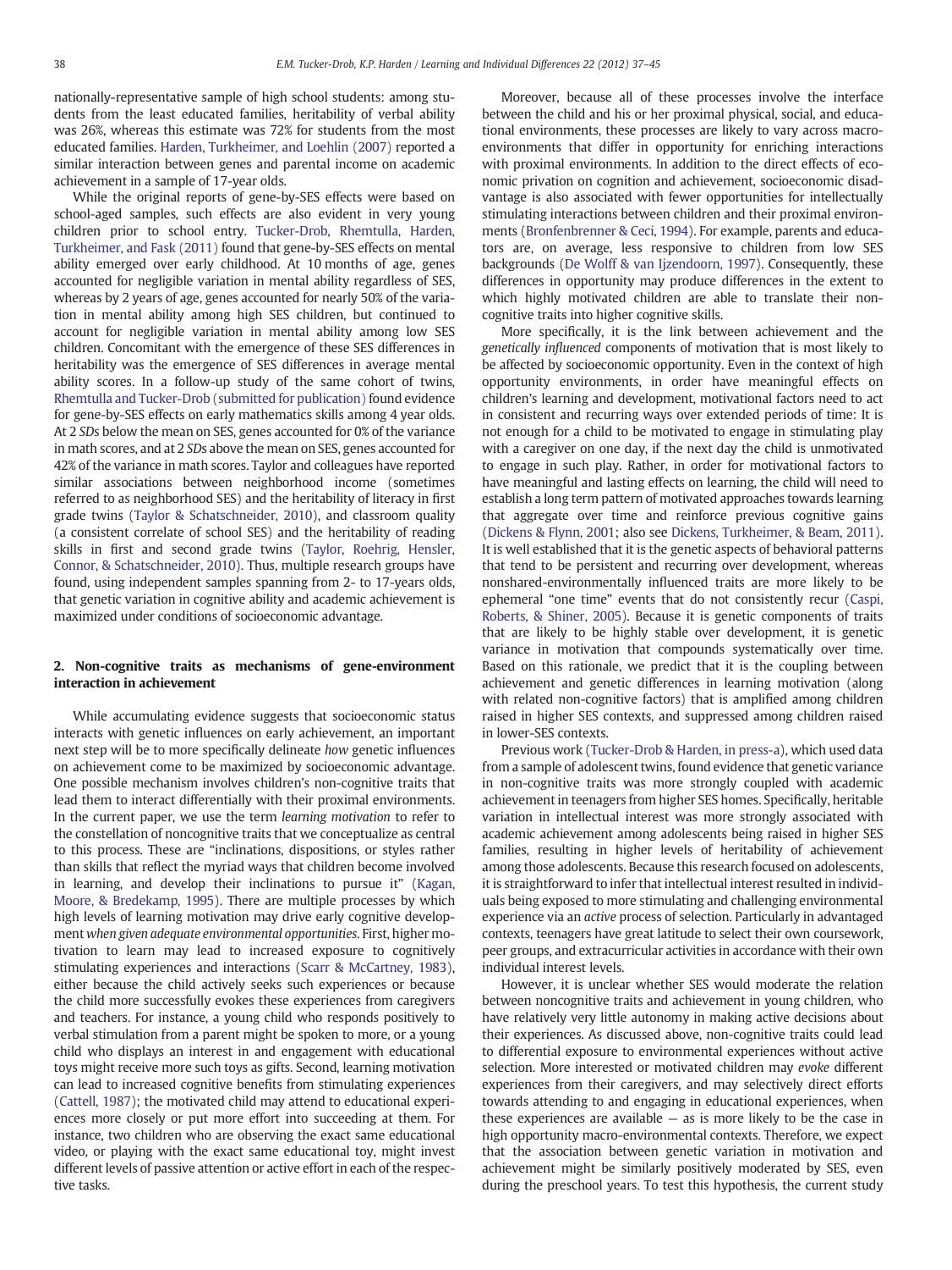nationally-representative sample of high school students: among students from the least educated families, heritability of verbal ability was 26%, whereas this estimate was 72% for students from the most educated families. Harden, Turkheimer, and Loehlin (2007) reported a similar interaction between genes and parental income on academic achievement in a sample of 17-year olds.

While the original reports of gene-by-SES effects were based on school-aged samples, such effects are also evident in very young children prior to school entry. Tucker-Drob, Rhemtulla, Harden, Turkheimer, and Fask (2011) found that gene-by-SES effects on mental ability emerged over early childhood. At 10 months of age, genes accounted for negligible variation in mental ability regardless of SES, whereas by 2 years of age, genes accounted for nearly 50% of the variation in mental ability among high SES children, but continued to account for negligible variation in mental ability among low SES children. Concomitant with the emergence of these SES differences in heritability was the emergence of SES differences in average mental ability scores. In a follow-up study of the same cohort of twins, Rhemtulla and Tucker-Drob (submitted for publication) found evidence for gene-by-SES effects on early mathematics skills among 4 year olds. At 2 *SD*s below the mean on SES, genes accounted for 0% of the variance in math scores, and at 2 *SD*s above the mean on SES, genes accounted for 42% of the variance in math scores. Taylor and colleagues have reported similar associations between neighborhood income (sometimes referred to as neighborhood SES) and the heritability of literacy in first grade twins (Taylor & Schatschneider, 2010), and classroom quality (a consistent correlate of school SES) and the heritability of reading skills in first and second grade twins (Taylor, Roehrig, Hensler, Connor, & Schatschneider, 2010). Thus, multiple research groups have found, using independent samples spanning from 2- to 17-years olds, that genetic variation in cognitive ability and academic achievement is maximized under conditions of socioeconomic advantage.

## 2. Non-cognitive traits as mechanisms of gene-environment interaction in achievement

While accumulating evidence suggests that socioeconomic status interacts with genetic influences on early achievement, an important next step will be to more specifically delineate *how* genetic influences on achievement come to be maximized by socioeconomic advantage. One possible mechanism involves children's non-cognitive traits that lead them to interact differentially with their proximal environments. In the current paper, we use the term *learning motivation* to refer to the constellation of noncognitive traits that we conceptualize as central to this process. These are "inclinations, dispositions, or styles rather than skills that reflect the myriad ways that children become involved in learning, and develop their inclinations to pursue it" (Kagan, Moore, & Bredekamp, 1995). There are multiple processes by which high levels of learning motivation may drive early cognitive development *when given adequate environmental opportunities*. First, higher motivation to learn may lead to increased exposure to cognitively stimulating experiences and interactions (Scarr & McCartney, 1983), either because the child actively seeks such experiences or because the child more successfully evokes these experiences from caregivers and teachers. For instance, a young child who responds positively to verbal stimulation from a parent might be spoken to more, or a young child who displays an interest in and engagement with educational toys might receive more such toys as gifts. Second, learning motivation can lead to increased cognitive benefits from stimulating experiences (Cattell, 1987); the motivated child may attend to educational experiences more closely or put more effort into succeeding at them. For instance, two children who are observing the exact same educational video, or playing with the exact same educational toy, might invest different levels of passive attention or active effort in each of the respective tasks.

Moreover, because all of these processes involve the interface between the child and his or her proximal physical, social, and educational environments, these processes are likely to vary across macro-environments that differ in opportunity for enriching interactions with proximal environments. In addition to the direct effects of economic privation on cognition and achievement, socioeconomic disadvantage is also associated with fewer opportunities for intellectually stimulating interactions between children and their proximal environments (Bronfenbrenner & Ceci, 1994). For example, parents and educators are, on average, less responsive to children from low SES backgrounds (De Wolff & van Ijzendoorn, 1997). Consequently, these differences in opportunity may produce differences in the extent to which highly motivated children are able to translate their non-cognitive traits into higher cognitive skills.

More specifically, it is the link between achievement and the *genetically influenced* components of motivation that is most likely to be affected by socioeconomic opportunity. Even in the context of high opportunity environments, in order have meaningful effects on children's learning and development, motivational factors need to act in consistent and recurring ways over extended periods of time: It is not enough for a child to be motivated to engage in stimulating play with a caregiver on one day, if the next day the child is unmotivated to engage in such play. Rather, in order for motivational factors to have meaningful and lasting effects on learning, the child will need to establish a long term pattern of motivated approaches towards learning that aggregate over time and reinforce previous cognitive gains (Dickens & Flynn, 2001; also see Dickens, Turkheimer, & Beam, 2011). It is well established that it is the genetic aspects of behavioral patterns that tend to be persistent and recurring over development, whereas nonshared-environmentally influenced traits are more likely to be ephemeral "one time" events that do not consistently recur (Caspi, Roberts, & Shiner, 2005). Because it is genetic components of traits that are likely to be highly stable over development, it is genetic variance in motivation that compounds systematically over time. Based on this rationale, we predict that it is the coupling between achievement and genetic differences in learning motivation (along with related non-cognitive factors) that is amplified among children raised in higher SES contexts, and suppressed among children raised in lower-SES contexts.

Previous work (Tucker-Drob & Harden, in press-a), which used data from a sample of adolescent twins, found evidence that genetic variance in non-cognitive traits was more strongly coupled with academic achievement in teenagers from higher SES homes. Specifically, heritable variation in intellectual interest was more strongly associated with academic achievement among adolescents being raised in higher SES families, resulting in higher levels of heritability of achievement among those adolescents. Because this research focused on adolescents, it is straightforward to infer that intellectual interest resulted in individuals being exposed to more stimulating and challenging environmental experience via an *active* process of selection. Particularly in advantaged contexts, teenagers have great latitude to select their own coursework, peer groups, and extracurricular activities in accordance with their own individual interest levels.

However, it is unclear whether SES would moderate the relation between noncognitive traits and achievement in young children, who have relatively very little autonomy in making active decisions about their experiences. As discussed above, non-cognitive traits could lead to differential exposure to environmental experiences without active selection. More interested or motivated children may *evoke* different experiences from their caregivers, and may selectively direct efforts towards attending to and engaging in educational experiences, when these experiences are available — as is more likely to be the case in high opportunity macro-environmental contexts. Therefore, we expect that the association between genetic variation in motivation and achievement might be similarly positively moderated by SES, even during the preschool years. To test this hypothesis, the current study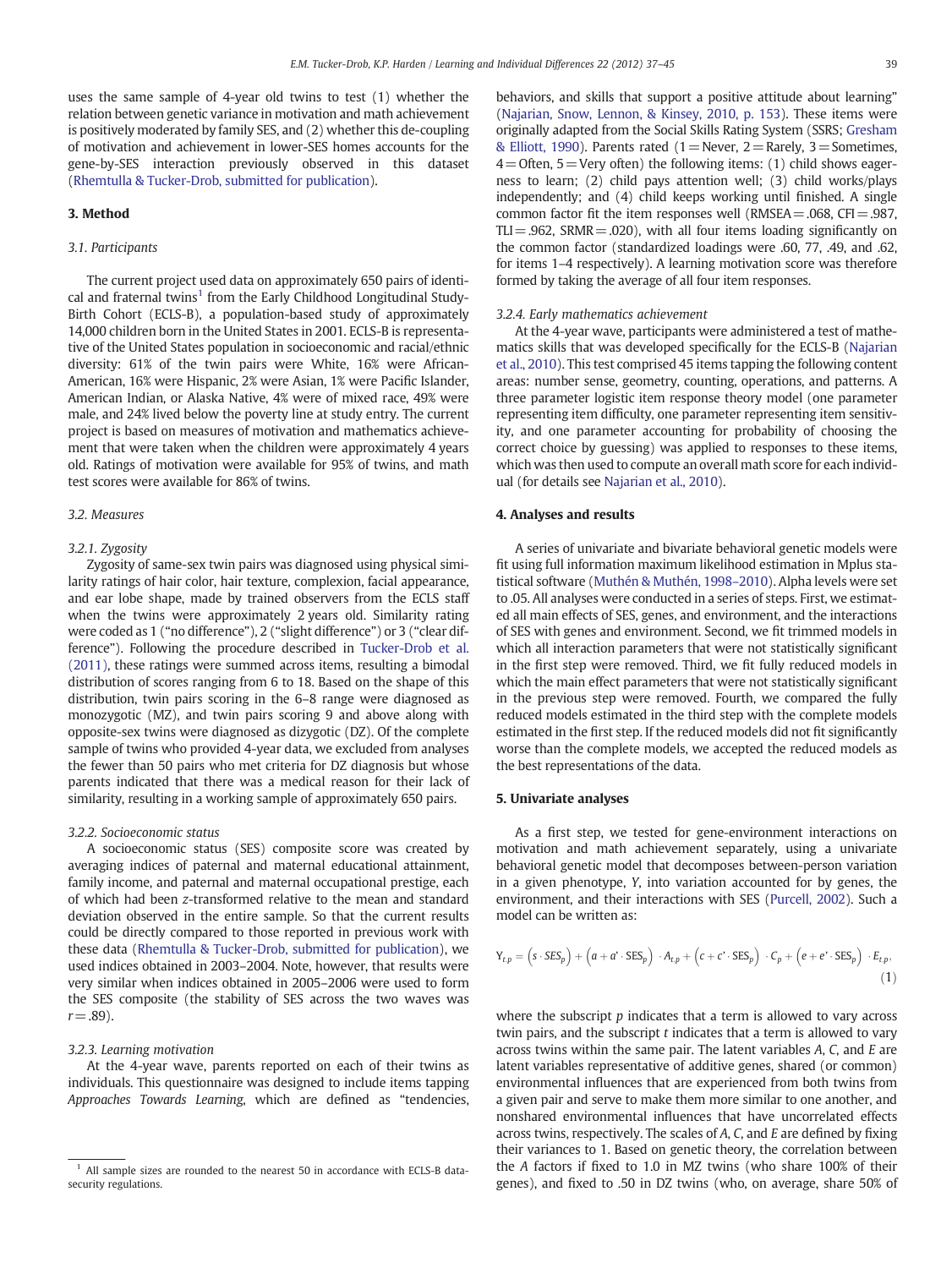uses the same sample of 4-year old twins to test (1) whether the relation between genetic variance in motivation and math achievement is positively moderated by family SES, and (2) whether this de-coupling of motivation and achievement in lower-SES homes accounts for the gene-by-SES interaction previously observed in this dataset (Rhemtulla & Tucker-Drob, submitted for publication).

## 3. Method

### 3.1. Participants

The current project used data on approximately 650 pairs of identical and fraternal twins[1] from the Early Childhood Longitudinal Study-Birth Cohort (ECLS-B), a population-based study of approximately 14,000 children born in the United States in 2001. ECLS-B is representative of the United States population in socioeconomic and racial/ethnic diversity: 61% of the twin pairs were White, 16% were African-American, 16% were Hispanic, 2% were Asian, 1% were Pacific Islander, American Indian, or Alaska Native, 4% were of mixed race, 49% were male, and 24% lived below the poverty line at study entry. The current project is based on measures of motivation and mathematics achievement that were taken when the children were approximately 4 years old. Ratings of motivation were available for 95% of twins, and math test scores were available for 86% of twins.

### 3.2. Measures

#### 3.2.1. Zygosity

Zygosity of same-sex twin pairs was diagnosed using physical similarity ratings of hair color, hair texture, complexion, facial appearance, and ear lobe shape, made by trained observers from the ECLS staff when the twins were approximately 2 years old. Similarity rating were coded as 1 ("no difference"), 2 ("slight difference") or 3 ("clear difference"). Following the procedure described in Tucker-Drob et al. (2011), these ratings were summed across items, resulting a bimodal distribution of scores ranging from 6 to 18. Based on the shape of this distribution, twin pairs scoring in the 6–8 range were diagnosed as monozygotic (MZ), and twin pairs scoring 9 and above along with opposite-sex twins were diagnosed as dizygotic (DZ). Of the complete sample of twins who provided 4-year data, we excluded from analyses the fewer than 50 pairs who met criteria for DZ diagnosis but whose parents indicated that there was a medical reason for their lack of similarity, resulting in a working sample of approximately 650 pairs.

#### 3.2.2. Socioeconomic status

A socioeconomic status (SES) composite score was created by averaging indices of paternal and maternal educational attainment, family income, and paternal and maternal occupational prestige, each of which had been z-transformed relative to the mean and standard deviation observed in the entire sample. So that the current results could be directly compared to those reported in previous work with these data (Rhemtulla & Tucker-Drob, submitted for publication), we used indices obtained in 2003–2004. Note, however, that results were very similar when indices obtained in 2005–2006 were used to form the SES composite (the stability of SES across the two waves was $r = .89$).

#### 3.2.3. Learning motivation

At the 4-year wave, parents reported on each of their twins as individuals. This questionnaire was designed to include items tapping *Approaches Towards Learning*, which are defined as "tendencies, behaviors, and skills that support a positive attitude about learning" (Najarian, Snow, Lennon, & Kinsey, 2010, p. 153). These items were originally adapted from the Social Skills Rating System (SSRS; Gresham & Elliott, 1990). Parents rated (1 = Never, 2 = Rarely, 3 = Sometimes, 4 = Often, 5 = Very often) the following items: (1) child shows eagerness to learn; (2) child pays attention well; (3) child works/plays independently; and (4) child keeps working until finished. A single common factor fit the item responses well (RMSEA = .068, CFI = .987, TLI = .962, SRMR = .020), with all four items loading significantly on the common factor (standardized loadings were .60, 77, .49, and .62, for items 1–4 respectively). A learning motivation score was therefore formed by taking the average of all four item responses.

#### 3.2.4. Early mathematics achievement

At the 4-year wave, participants were administered a test of mathematics skills that was developed specifically for the ECLS-B (Najarian et al., 2010). This test comprised 45 items tapping the following content areas: number sense, geometry, counting, operations, and patterns. A three parameter logistic item response theory model (one parameter representing item difficulty, one parameter representing item sensitivity, and one parameter accounting for probability of choosing the correct choice by guessing) was applied to responses to these items, which was then used to compute an overall math score for each individual (for details see Najarian et al., 2010).

## 4. Analyses and results

A series of univariate and bivariate behavioral genetic models were fit using full information maximum likelihood estimation in Mplus statistical software (Muthén & Muthén, 1998–2010). Alpha levels were set to .05. All analyses were conducted in a series of steps. First, we estimated all main effects of SES, genes, and environment, and the interactions of SES with genes and environment. Second, we fit trimmed models in which all interaction parameters that were not statistically significant in the first step were removed. Third, we fit fully reduced models in which the main effect parameters that were not statistically significant in the previous step were removed. Fourth, we compared the fully reduced models estimated in the third step with the complete models estimated in the first step. If the reduced models did not fit significantly worse than the complete models, we accepted the reduced models as the best representations of the data.

## 5. Univariate analyses

As a first step, we tested for gene-environment interactions on motivation and math achievement separately, using a univariate behavioral genetic model that decomposes between-person variation in a given phenotype, Y, into variation accounted for by genes, the environment, and their interactions with SES (Purcell, 2002). Such a model can be written as:

$$Y_{t,p} = \left(s \cdot SES_p\right) + \left(a + a' \cdot SES_p\right) \cdot A_{t,p} + \left(c + c' \cdot SES_p\right) \cdot C_p + \left(e + e' \cdot SES_p\right) \cdot E_{t,p}, \tag{1}$$

where the subscript $p$ indicates that a term is allowed to vary across twin pairs, and the subscript $t$ indicates that a term is allowed to vary across twins within the same pair. The latent variables $A$, $C$, and $E$ are latent variables representative of additive genes, shared (or common) environmental influences that are experienced from both twins from a given pair and serve to make them more similar to one another, and nonshared environmental influences that have uncorrelated effects across twins, respectively. The scales of $A$, $C$, and $E$ are defined by fixing their variances to 1. Based on genetic theory, the correlation between the $A$ factors if fixed to 1.0 in MZ twins (who share 100% of their genes), and fixed to .50 in DZ twins (who, on average, share 50% of

[1] All sample sizes are rounded to the nearest 50 in accordance with ECLS-B data-security regulations.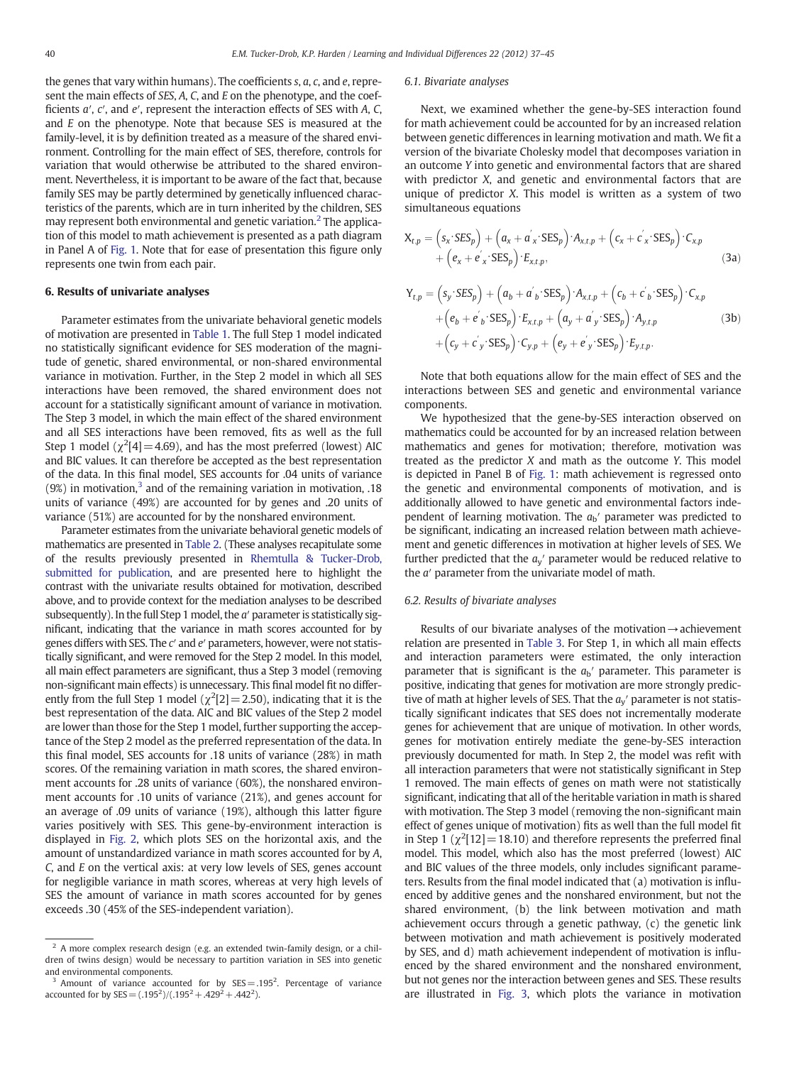the genes that vary within humans). The coefficients $s$, $a$, $c$, and $e$, represent the main effects of SES, $A$, $C$, and $E$ on the phenotype, and the coefficients $a'$, $c'$, and $e'$, represent the interaction effects of SES with $A$, $C$, and $E$ on the phenotype. Note that because SES is measured at the family-level, it is by definition treated as a measure of the shared environment. Controlling for the main effect of SES, therefore, controls for variation that would otherwise be attributed to the shared environment. Nevertheless, it is important to be aware of the fact that, because family SES may be partly determined by genetically influenced characteristics of the parents, which are in turn inherited by the children, SES may represent both environmental and genetic variation.[2] The application of this model to math achievement is presented as a path diagram in Panel A of Fig. 1. Note that for ease of presentation this figure only represents one twin from each pair.

## 6. Results of univariate analyses

Parameter estimates from the univariate behavioral genetic models of motivation are presented in Table 1. The full Step 1 model indicated no statistically significant evidence for SES moderation of the magnitude of genetic, shared environmental, or non-shared environmental variance in motivation. Further, in the Step 2 model in which all SES interactions have been removed, the shared environment does not account for a statistically significant amount of variance in motivation. The Step 3 model, in which the main effect of the shared environment and all SES interactions have been removed, fits as well as the full Step 1 model ($\chi^2[4] = 4.69$), and has the most preferred (lowest) AIC and BIC values. It can therefore be accepted as the best representation of the data. In this final model, SES accounts for .04 units of variance (9%) in motivation,[3] and of the remaining variation in motivation, .18 units of variance (49%) are accounted for by genes and .20 units of variance (51%) are accounted for by the nonshared environment.

Parameter estimates from the univariate behavioral genetic models of mathematics are presented in Table 2. (These analyses recapitulate some of the results previously presented in Rhemtulla & Tucker-Drob, submitted for publication, and are presented here to highlight the contrast with the univariate results obtained for motivation, described above, and to provide context for the mediation analyses to be described subsequently). In the full Step 1 model, the $a'$ parameter is statistically significant, indicating that the variance in math scores accounted for by genes differs with SES. The $c'$ and $e'$ parameters, however, were not statistically significant, and were removed for the Step 2 model. In this model, all main effect parameters are significant, thus a Step 3 model (removing non-significant main effects) is unnecessary. This final model fit no differently from the full Step 1 model ($\chi^2[2] = 2.50$), indicating that it is the best representation of the data. AIC and BIC values of the Step 2 model are lower than those for the Step 1 model, further supporting the acceptance of the Step 2 model as the preferred representation of the data. In this final model, SES accounts for .18 units of variance (28%) in math scores. Of the remaining variation in math scores, the shared environment accounts for .28 units of variance (60%), the nonshared environment accounts for .10 units of variance (21%), and genes account for an average of .09 units of variance (19%), although this latter figure varies positively with SES. This gene-by-environment interaction is displayed in Fig. 2, which plots SES on the horizontal axis, and the amount of unstandardized variance in math scores accounted for by $A$, $C$, and $E$ on the vertical axis: at very low levels of SES, genes account for negligible variance in math scores, whereas at very high levels of SES the amount of variance in math scores accounted for by genes exceeds .30 (45% of the SES-independent variation).

### 6.1. Bivariate analyses

Next, we examined whether the gene-by-SES interaction found for math achievement could be accounted for by an increased relation between genetic differences in learning motivation and math. We fit a version of the bivariate Cholesky model that decomposes variation in an outcome $Y$ into genetic and environmental factors that are shared with predictor $X$, and genetic and environmental factors that are unique of predictor $X$. This model is written as a system of two simultaneous equations

$$X_{t,p} = \left(s_x \cdot SES_p\right) + \left(a_x + a'_x \cdot \mathrm{SES}_p\right) \cdot A_{x,t,p} + \left(c_x + c'_x \cdot \mathrm{SES}_p\right) \cdot C_{x,p} + \left(e_x + e'_x \cdot \mathrm{SES}_p\right) \cdot E_{x,t,p}, \tag{3a}$$

$$\begin{aligned} Y_{t,p} = {} & \left(s_y \cdot SES_p\right) + \left(a_b + a'_b \cdot \mathrm{SES}_p\right) \cdot A_{x,t,p} + \left(c_b + c'_b \cdot \mathrm{SES}_p\right) \cdot C_{x,p} \\ & + \left(e_b + e'_b \cdot \mathrm{SES}_p\right) \cdot E_{x,t,p} + \left(a_y + a'_y \cdot \mathrm{SES}_p\right) \cdot A_{y,t,p} \\ & + \left(c_y + c'_y \cdot \mathrm{SES}_p\right) \cdot C_{y,p} + \left(e_y + e'_y \cdot \mathrm{SES}_p\right) \cdot E_{y,t,p}. \end{aligned} \tag{3b}$$

Note that both equations allow for the main effect of SES and the interactions between SES and genetic and environmental variance components.

We hypothesized that the gene-by-SES interaction observed on mathematics could be accounted for by an increased relation between mathematics and genes for motivation; therefore, motivation was treated as the predictor $X$ and math as the outcome $Y$. This model is depicted in Panel B of Fig. 1: math achievement is regressed onto the genetic and environmental components of motivation, and is additionally allowed to have genetic and environmental factors independent of learning motivation. The $a_b'$ parameter was predicted to be significant, indicating an increased relation between math achievement and genetic differences in motivation at higher levels of SES. We further predicted that the $a_y'$ parameter would be reduced relative to the $a'$ parameter from the univariate model of math.

### 6.2. Results of bivariate analyses

Results of our bivariate analyses of the motivation → achievement relation are presented in Table 3. For Step 1, in which all main effects and interaction parameters were estimated, the only interaction parameter that is significant is the $a_b'$ parameter. This parameter is positive, indicating that genes for motivation are more strongly predictive of math at higher levels of SES. That the $a_y'$ parameter is not statistically significant indicates that SES does not incrementally moderate genes for achievement that are unique of motivation. In other words, genes for motivation entirely mediate the gene-by-SES interaction previously documented for math. In Step 2, the model was refit with all interaction parameters that were not statistically significant in Step 1 removed. The main effects of genes on math were not statistically significant, indicating that all of the heritable variation in math is shared with motivation. The Step 3 model (removing the non-significant main effect of genes unique of motivation) fits as well than the full model fit in Step 1 ($\chi^2[12] = 18.10$) and therefore represents the preferred final model. This model, which also has the most preferred (lowest) AIC and BIC values of the three models, only includes significant parameters. Results from the final model indicated that (a) motivation is influenced by additive genes and the nonshared environment, but not the shared environment, (b) the link between motivation and math achievement occurs through a genetic pathway, (c) the genetic link between motivation and math achievement is positively moderated by SES, and d) math achievement independent of motivation is influenced by the shared environment and the nonshared environment, but not genes nor the interaction between genes and SES. These results are illustrated in Fig. 3, which plots the variance in motivation

---

[2] A more complex research design (e.g. an extended twin-family design, or a children of twins design) would be necessary to partition variation in SES into genetic and environmental components.

[3] Amount of variance accounted for by SES = $.195^2$. Percentage of variance accounted for by SES = $(.195^2)/(.195^2 + .429^2 + .442^2)$.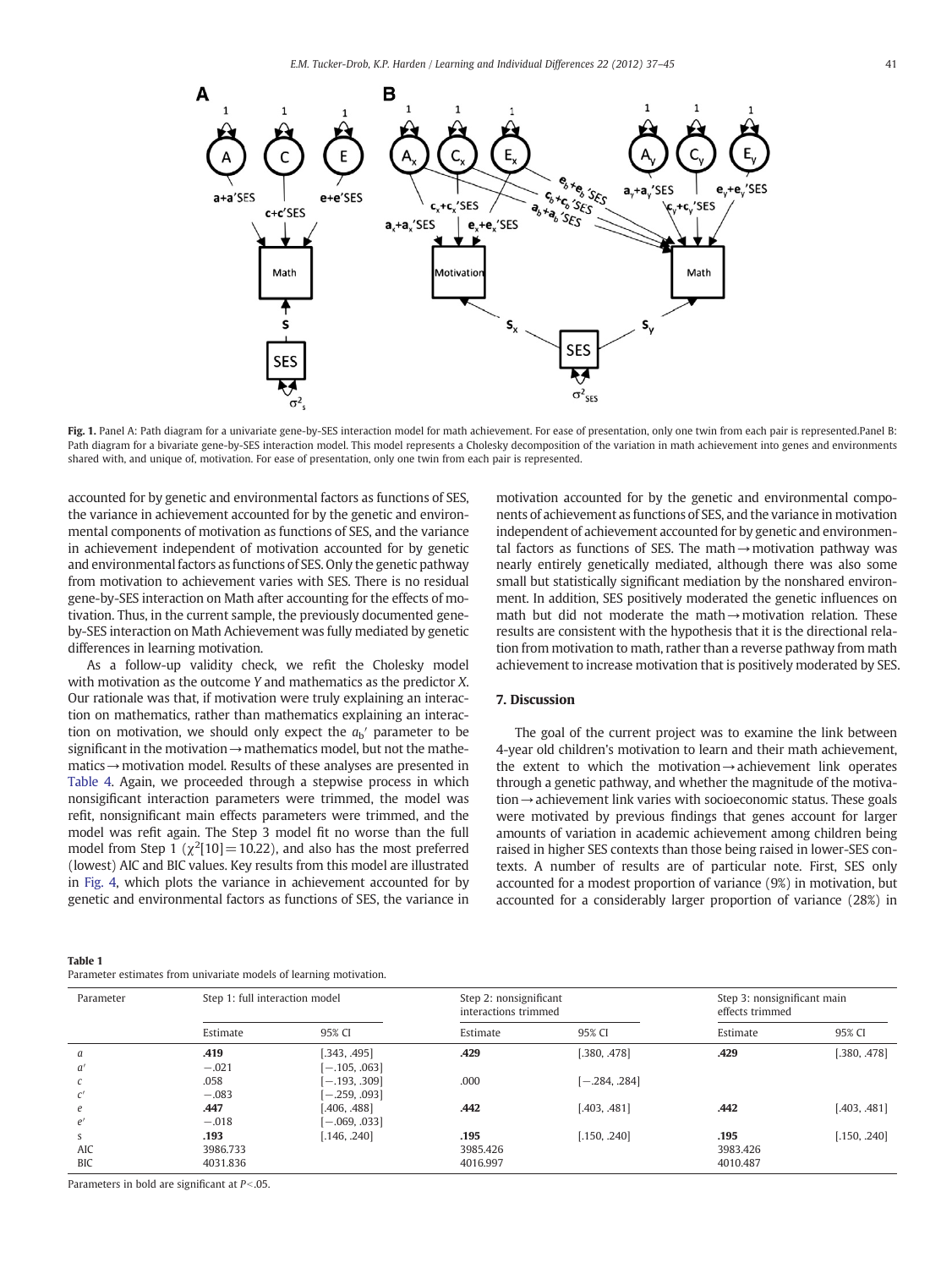**Fig. 1.** Panel A: Path diagram for a univariate gene-by-SES interaction model for math achievement. For ease of presentation, only one twin from each pair is represented.Panel B: Path diagram for a bivariate gene-by-SES interaction model. This model represents a Cholesky decomposition of the variation in math achievement into genes and environments shared with, and unique of, motivation. For ease of presentation, only one twin from each pair is represented.

accounted for by genetic and environmental factors as functions of SES, the variance in achievement accounted for by the genetic and environmental components of motivation as functions of SES, and the variance in achievement independent of motivation accounted for by genetic and environmental factors as functions of SES. Only the genetic pathway from motivation to achievement varies with SES. There is no residual gene-by-SES interaction on Math after accounting for the effects of motivation. Thus, in the current sample, the previously documented gene-by-SES interaction on Math Achievement was fully mediated by genetic differences in learning motivation.

As a follow-up validity check, we refit the Cholesky model with motivation as the outcome *Y* and mathematics as the predictor *X*. Our rationale was that, if motivation were truly explaining an interaction on mathematics, rather than mathematics explaining an interaction on motivation, we should only expect the $a_b'$ parameter to be significant in the motivation → mathematics model, but not the mathematics → motivation model. Results of these analyses are presented in Table 4. Again, we proceeded through a stepwise process in which nonsigificant interaction parameters were trimmed, the model was refit, nonsignificant main effects parameters were trimmed, and the model was refit again. The Step 3 model fit no worse than the full model from Step 1 ($\chi^2[10] = 10.22$), and also has the most preferred (lowest) AIC and BIC values. Key results from this model are illustrated in Fig. 4, which plots the variance in achievement accounted for by genetic and environmental factors as functions of SES, the variance in motivation accounted for by the genetic and environmental components of achievement as functions of SES, and the variance in motivation independent of achievement accounted for by genetic and environmental factors as functions of SES. The math → motivation pathway was nearly entirely genetically mediated, although there was also some small but statistically significant mediation by the nonshared environment. In addition, SES positively moderated the genetic influences on math but did not moderate the math → motivation relation. These results are consistent with the hypothesis that it is the directional relation from motivation to math, rather than a reverse pathway from math achievement to increase motivation that is positively moderated by SES.

## 7. Discussion

The goal of the current project was to examine the link between 4-year old children's motivation to learn and their math achievement, the extent to which the motivation → achievement link operates through a genetic pathway, and whether the magnitude of the motivation → achievement link varies with socioeconomic status. These goals were motivated by previous findings that genes account for larger amounts of variation in academic achievement among children being raised in higher SES contexts than those being raised in lower-SES contexts. A number of results are of particular note. First, SES only accounted for a modest proportion of variance (9%) in motivation, but accounted for a considerably larger proportion of variance (28%) in

**Table 1**
Parameter estimates from univariate models of learning motivation.

| Parameter | Step 1: full interaction model | | Step 2: nonsignificant interactions trimmed | | Step 3: nonsignificant main effects trimmed | |
|---|---|---|---|---|---|---|
| | Estimate | 95% CI | Estimate | 95% CI | Estimate | 95% CI |
| $a$ | **.419** | [.343, .495] | **.429** | [.380, .478] | **.429** | [.380, .478] |
| $a'$ | −.021 | [−.105, .063] | | | | |
| $c$ | .058 | [−.193, .309] | .000 | [−.284, .284] | | |
| $c'$ | −.083 | [−.259, .093] | | | | |
| $e$ | **.447** | [.406, .488] | **.442** | [.403, .481] | **.442** | [.403, .481] |
| $e'$ | −.018 | [−.069, .033] | | | | |
| s | **.193** | [.146, .240] | **.195** | [.150, .240] | **.195** | [.150, .240] |
| AIC | 3986.733 | | 3985.426 | | 3983.426 | |
| BIC | 4031.836 | | 4016.997 | | 4010.487 | |

Parameters in bold are significant at $P < .05$.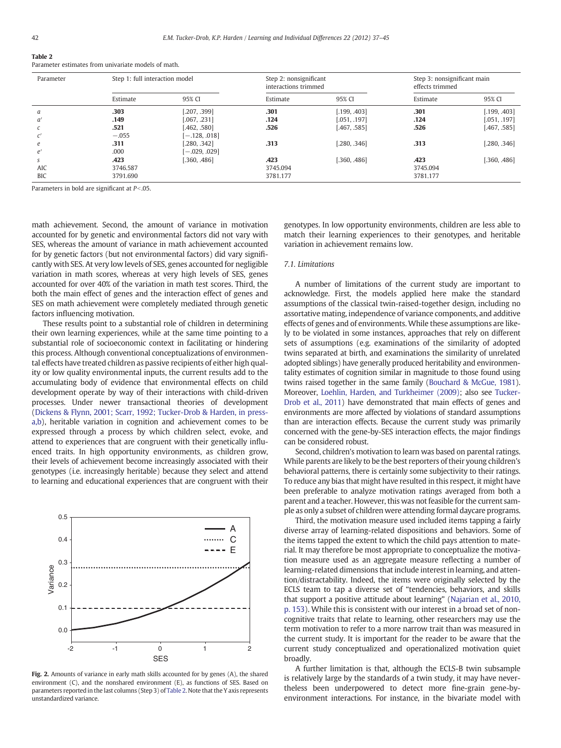**Table 2**
Parameter estimates from univariate models of math.

| Parameter | Step 1: full interaction model | | Step 2: nonsignificant interactions trimmed | | Step 3: nonsignificant main effects trimmed | |
|---|---|---|---|---|---|---|
| | Estimate | 95% CI | Estimate | 95% CI | Estimate | 95% CI |
| $a$ | **.303** | [.207, .399] | **.301** | [.199, .403] | **.301** | [.199, .403] |
| $a'$ | **.149** | [.067, .231] | **.124** | [.051, .197] | **.124** | [.051, .197] |
| $c$ | **.521** | [.462, .580] | **.526** | [.467, .585] | **.526** | [.467, .585] |
| $c'$ | −.055 | [−.128, .018] | | | | |
| $e$ | **.311** | [.280, .342] | **.313** | [.280, .346] | **.313** | [.280, .346] |
| $e'$ | .000 | [−.029, .029] | | | | |
| $s$ | **.423** | [.360, .486] | **.423** | [.360, .486] | **.423** | [.360, .486] |
| AIC | 3746.587 | | 3745.094 | | 3745.094 | |
| BIC | 3791.690 | | 3781.177 | | 3781.177 | |

Parameters in bold are significant at $P<.05$.

math achievement. Second, the amount of variance in motivation accounted for by genetic and environmental factors did not vary with SES, whereas the amount of variance in math achievement accounted for by genetic factors (but not environmental factors) did vary significantly with SES. At very low levels of SES, genes accounted for negligible variation in math scores, whereas at very high levels of SES, genes accounted for over 40% of the variation in math test scores. Third, the both the main effect of genes and the interaction effect of genes and SES on math achievement were completely mediated through genetic factors influencing motivation.

These results point to a substantial role of children in determining their own learning experiences, while at the same time pointing to a substantial role of socioeconomic context in facilitating or hindering this process. Although conventional conceptualizations of environmental effects have treated children as passive recipients of either high quality or low quality environmental inputs, the current results add to the accumulating body of evidence that environmental effects on child development operate by way of their interactions with child-driven processes. Under newer transactional theories of development (Dickens & Flynn, 2001; Scarr, 1992; Tucker-Drob & Harden, in press-a,b), heritable variation in cognition and achievement comes to be expressed through a process by which children select, evoke, and attend to experiences that are congruent with their genetically influenced traits. In high opportunity environments, as children grow, their levels of achievement become increasingly associated with their genotypes (i.e. increasingly heritable) because they select and attend to learning and educational experiences that are congruent with their genotypes. In low opportunity environments, children are less able to match their learning experiences to their genotypes, and heritable variation in achievement remains low.

Fig. 2. Amounts of variance in early math skills accounted for by genes (A), the shared environment (C), and the nonshared environment (E), as functions of SES. Based on parameters reported in the last columns (Step 3) of Table 2. Note that the Y axis represents unstandardized variance.

### 7.1. Limitations

A number of limitations of the current study are important to acknowledge. First, the models applied here make the standard assumptions of the classical twin-raised-together design, including no assortative mating, independence of variance components, and additive effects of genes and of environments. While these assumptions are likely to be violated in some instances, approaches that rely on different sets of assumptions (e.g. examinations of the similarity of adopted twins separated at birth, and examinations the similarity of unrelated adopted siblings) have generally produced heritability and environmentality estimates of cognition similar in magnitude to those found using twins raised together in the same family (Bouchard & McGue, 1981). Moreover, Loehlin, Harden, and Turkheimer (2009); also see Tucker-Drob et al., 2011) have demonstrated that main effects of genes and environments are more affected by violations of standard assumptions than are interaction effects. Because the current study was primarily concerned with the gene-by-SES interaction effects, the major findings can be considered robust.

Second, children's motivation to learn was based on parental ratings. While parents are likely to be the best reporters of their young children's behavioral patterns, there is certainly some subjectivity to their ratings. To reduce any bias that might have resulted in this respect, it might have been preferable to analyze motivation ratings averaged from both a parent and a teacher. However, this was not feasible for the current sample as only a subset of children were attending formal daycare programs.

Third, the motivation measure used included items tapping a fairly diverse array of learning-related dispositions and behaviors. Some of the items tapped the extent to which the child pays attention to material. It may therefore be most appropriate to conceptualize the motivation measure used as an aggregate measure reflecting a number of learning-related dimensions that include interest in learning, and attention/distractability. Indeed, the items were originally selected by the ECLS team to tap a diverse set of "tendencies, behaviors, and skills that support a positive attitude about learning" (Najarian et al., 2010, p. 153). While this is consistent with our interest in a broad set of non-cognitive traits that relate to learning, other researchers may use the term motivation to refer to a more narrow trait than was measured in the current study. It is important for the reader to be aware that the current study conceptualized and operationalized motivation quiet broadly.

A further limitation is that, although the ECLS-B twin subsample is relatively large by the standards of a twin study, it may have nevertheless been underpowered to detect more fine-grain gene-by-environment interactions. For instance, in the bivariate model with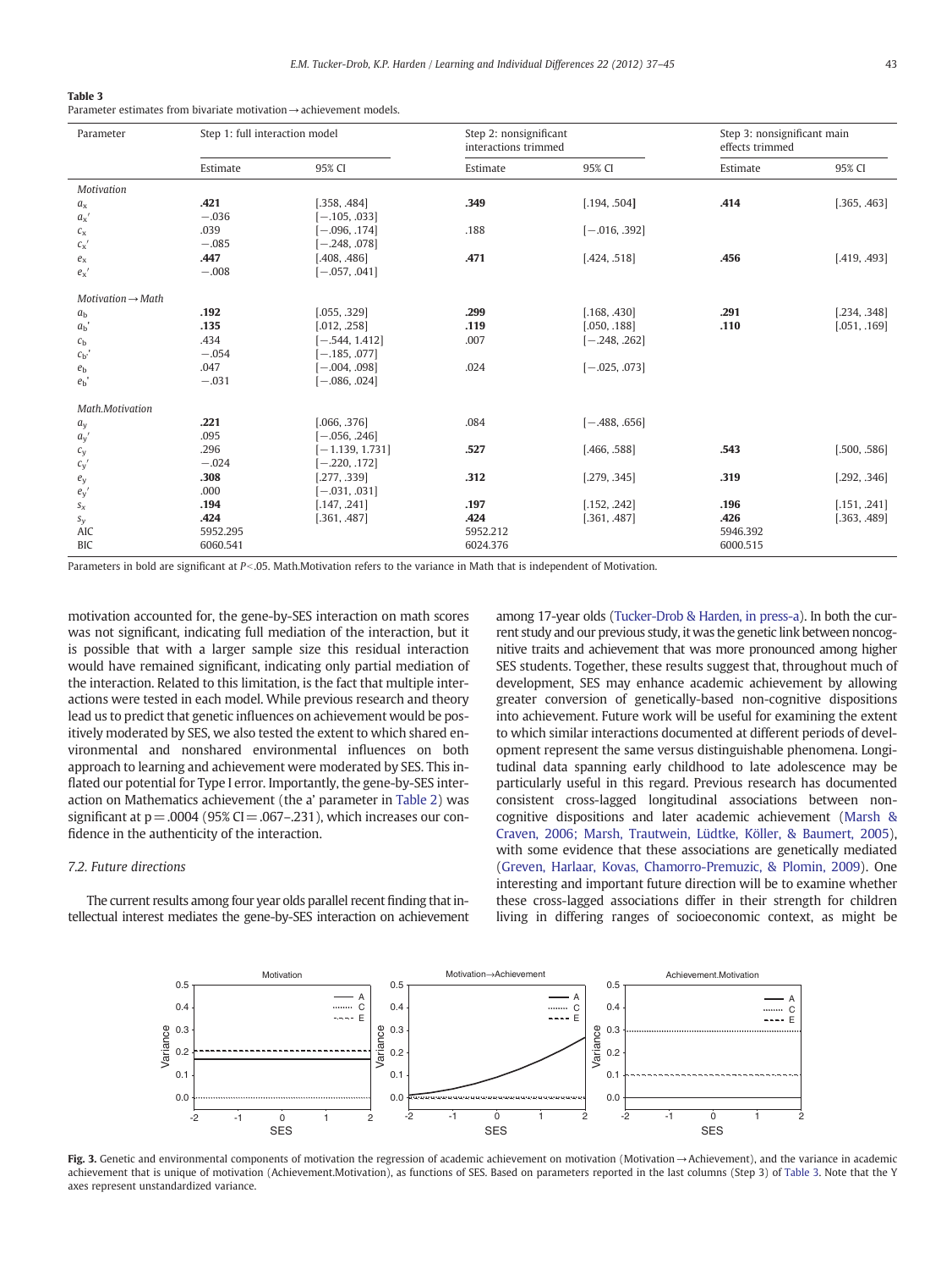**Table 3**
Parameter estimates from bivariate motivation → achievement models.

| Parameter | Step 1: full interaction model | | Step 2: nonsignificant interactions trimmed | | Step 3: nonsignificant main effects trimmed | |
|---|---|---|---|---|---|---|
| | Estimate | 95% CI | Estimate | 95% CI | Estimate | 95% CI |
| *Motivation* | | | | | | |
| $a_x$ | **.421** | [.358, .484] | **.349** | [.194, .504] | **.414** | [.365, .463] |
| $a_x'$ | −.036 | [−.105, .033] | | | | |
| $c_x$ | .039 | [−.096, .174] | .188 | [−.016, .392] | | |
| $c_x'$ | −.085 | [−.248, .078] | | | | |
| $e_x$ | **.447** | [.408, .486] | **.471** | [.424, .518] | **.456** | [.419, .493] |
| $e_x'$ | −.008 | [−.057, .041] | | | | |
| *Motivation → Math* | | | | | | |
| $a_b$ | **.192** | [.055, .329] | **.299** | [.168, .430] | **.291** | [.234, .348] |
| $a_b'$ | **.135** | [.012, .258] | **.119** | [.050, .188] | **.110** | [.051, .169] |
| $c_b$ | .434 | [−.544, 1.412] | .007 | [−.248, .262] | | |
| $c_b'$ | −.054 | [−.185, .077] | | | | |
| $e_b$ | .047 | [−.004, .098] | .024 | [−.025, .073] | | |
| $e_b'$ | −.031 | [−.086, .024] | | | | |
| *Math.Motivation* | | | | | | |
| $a_y$ | **.221** | [.066, .376] | .084 | [−.488, .656] | | |
| $a_y'$ | .095 | [−.056, .246] | | | | |
| $c_y$ | .296 | [−1.139, 1.731] | **.527** | [.466, .588] | **.543** | [.500, .586] |
| $c_y'$ | −.024 | [−.220, .172] | | | | |
| $e_y$ | **.308** | [.277, .339] | **.312** | [.279, .345] | **.319** | [.292, .346] |
| $e_y'$ | .000 | [−.031, .031] | | | | |
| $s_x$ | **.194** | [.147, .241] | **.197** | [.152, .242] | **.196** | [.151, .241] |
| $s_y$ | **.424** | [.361, .487] | **.424** | [.361, .487] | **.426** | [.363, .489] |
| AIC | 5952.295 | | 5952.212 | | 5946.392 | |
| BIC | 6060.541 | | 6024.376 | | 6000.515 | |

Parameters in bold are significant at $P<.05$. Math.Motivation refers to the variance in Math that is independent of Motivation.

motivation accounted for, the gene-by-SES interaction on math scores was not significant, indicating full mediation of the interaction, but it is possible that with a larger sample size this residual interaction would have remained significant, indicating only partial mediation of the interaction. Related to this limitation, is the fact that multiple interactions were tested in each model. While previous research and theory lead us to predict that genetic influences on achievement would be positively moderated by SES, we also tested the extent to which shared environmental and nonshared environmental influences on both approach to learning and achievement were moderated by SES. This inflated our potential for Type I error. Importantly, the gene-by-SES interaction on Mathematics achievement (the a' parameter in Table 2) was significant at $p=.0004$ (95% CI = .067–.231), which increases our confidence in the authenticity of the interaction.

### 7.2. Future directions

The current results among four year olds parallel recent finding that intellectual interest mediates the gene-by-SES interaction on achievement among 17-year olds (Tucker-Drob & Harden, in press-a). In both the current study and our previous study, it was the genetic link between noncognitive traits and achievement that was more pronounced among higher SES students. Together, these results suggest that, throughout much of development, SES may enhance academic achievement by allowing greater conversion of genetically-based non-cognitive dispositions into achievement. Future work will be useful for examining the extent to which similar interactions documented at different periods of development represent the same versus distinguishable phenomena. Longitudinal data spanning early childhood to late adolescence may be particularly useful in this regard. Previous research has documented consistent cross-lagged longitudinal associations between non-cognitive dispositions and later academic achievement (Marsh & Craven, 2006; Marsh, Trautwein, Lüdtke, Köller, & Baumert, 2005), with some evidence that these associations are genetically mediated (Greven, Harlaar, Kovas, Chamorro-Premuzic, & Plomin, 2009). One interesting and important future direction will be to examine whether these cross-lagged associations differ in their strength for children living in differing ranges of socioeconomic context, as might be

**Fig. 3.** Genetic and environmental components of motivation the regression of academic achievement on motivation (Motivation→Achievement), and the variance in academic achievement that is unique of motivation (Achievement.Motivation), as functions of SES. Based on parameters reported in the last columns (Step 3) of Table 3. Note that the Y axes represent unstandardized variance.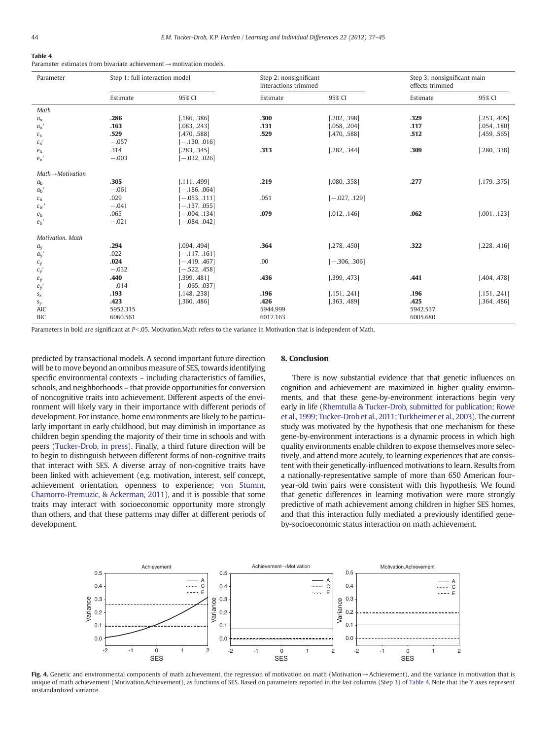**Table 4**
Parameter estimates from bivariate achievement → motivation models.

| Parameter | Step 1: full interaction model | | Step 2: nonsignificant interactions trimmed | | Step 3: nonsignificant main effects trimmed | |
|---|---|---|---|---|---|---|
| | Estimate | 95% CI | Estimate | 95% CI | Estimate | 95% CI |
| *Math* | | | | | | |
| $a_x$ | **.286** | [.186, .386] | **.300** | [.202, .398] | **.329** | [.253, .405] |
| $a_x'$ | **.163** | [.083, .243] | **.131** | [.058, .204] | **.117** | [.054, .180] |
| $c_x$ | **.529** | [.470, .588] | **.529** | [.470, .588] | **.512** | [.459, .565] |
| $c_x'$ | −.057 | [−.130, .016] | | | | |
| $e_x$ | .314 | [.283, .345] | **.313** | [.282, .344] | **.309** | [.280, .338] |
| $e_x'$ | −.003 | [−.032, .026] | | | | |
| *Math→Motivation* | | | | | | |
| $a_b$ | **.305** | [.111, .499] | **.219** | [.080, .358] | **.277** | [.179, .375] |
| $a_b'$ | −.061 | [−.186, .064] | | | | |
| $c_b$ | .029 | [−.053, .111] | .051 | [−.027, .129] | | |
| $c_{b'}'$ | −.041 | [−.137, .055] | | | | |
| $e_b$ | .065 | [−.004, .134] | **.079** | [.012, .146] | **.062** | [.001, .123] |
| $e_b'$ | −.021 | [−.084, .042] | | | | |
| *Motivation. Math* | | | | | | |
| $a_y$ | **.294** | [.094, .494] | **.364** | [.278, .450] | **.322** | [.228, .416] |
| $a_y'$ | .022 | [−.117, .161] | | | | |
| $c_y$ | **.024** | [−.419, .467] | .00 | [−.306, .306] | | |
| $c_y'$ | −.032 | [−.522, .458] | | | | |
| $e_y$ | **.440** | [.399, .481] | **.436** | [.399, .473] | **.441** | [.404, .478] |
| $e_y'$ | −.014 | [−.065, .037] | | | | |
| $s_x$ | **.193** | [.148, .238] | **.196** | [.151, .241] | **.196** | [.151, .241] |
| $s_y$ | **.423** | [.360, .486] | **.426** | [.363, .489] | **.425** | [.364, .486] |
| AIC | 5952.315 | | 5944.999 | | 5942.537 | |
| BIC | 6060.561 | | 6017.163 | | 6005.680 | |

Parameters in bold are significant at $P<.05$. Motivation.Math refers to the variance in Motivation that is independent of Math.

predicted by transactional models. A second important future direction will be to move beyond an omnibus measure of SES, towards identifying specific environmental contexts – including characteristics of families, schools, and neighborhoods – that provide opportunities for conversion of noncognitive traits into achievement. Different aspects of the environment will likely vary in their importance with different periods of development. For instance, home environments are likely to be particularly important in early childhood, but may diminish in importance as children begin spending the majority of their time in schools and with peers (Tucker-Drob, in press). Finally, a third future direction will be to begin to distinguish between different forms of non-cognitive traits that interact with SES. A diverse array of non-cognitive traits have been linked with achievement (e.g. motivation, interest, self concept, achievement orientation, openness to experience; von Stumm, Chamorro-Premuzic, & Ackerman, 2011), and it is possible that some traits may interact with socioeconomic opportunity more strongly than others, and that these patterns may differ at different periods of development.

## 8. Conclusion

There is now substantial evidence that that genetic influences on cognition and achievement are maximized in higher quality environments, and that these gene-by-environment interactions begin very early in life (Rhemtulla & Tucker-Drob, submitted for publication; Rowe et al., 1999; Tucker-Drob et al., 2011; Turkheimer et al., 2003). The current study was motivated by the hypothesis that one mechanism for these gene-by-environment interactions is a dynamic process in which high quality environments enable children to expose themselves more selectively, and attend more acutely, to learning experiences that are consistent with their genetically-influenced motivations to learn. Results from a nationally-representative sample of more than 650 American four-year-old twin pairs were consistent with this hypothesis. We found that genetic differences in learning motivation were more strongly predictive of math achievement among children in higher SES homes, and that this interaction fully mediated a previously identified gene-by-socioeconomic status interaction on math achievement.

Fig. 4. Genetic and environmental components of math achievement, the regression of motivation on math (Motivation→Achievement), and the variance in motivation that is unique of math achievement (Motivation.Achievement), as functions of SES. Based on parameters reported in the last columns (Step 3) of Table 4. Note that the Y axes represent unstandardized variance.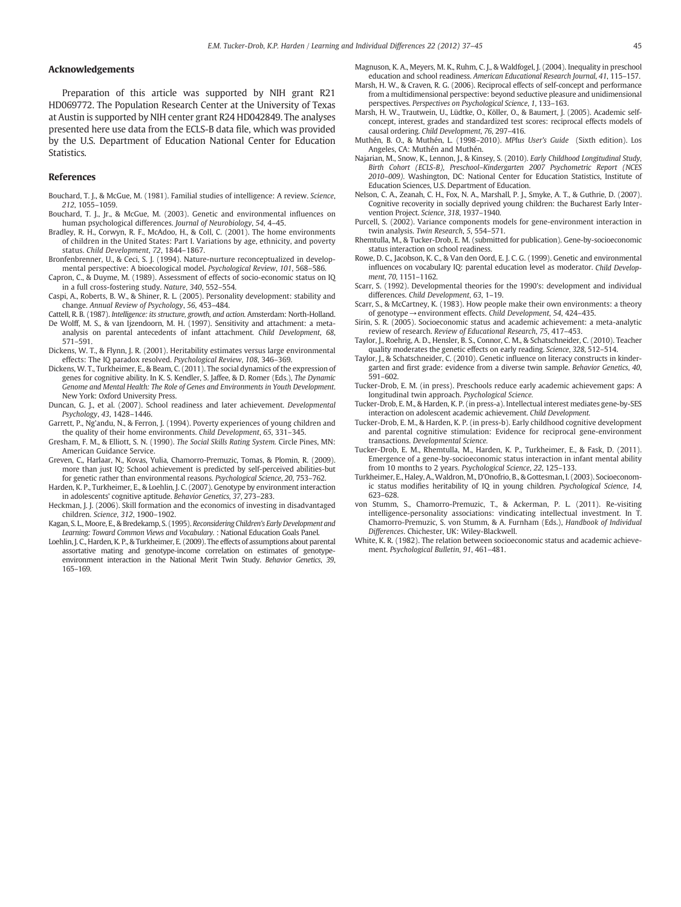## Acknowledgements

Preparation of this article was supported by NIH grant R21 HD069772. The Population Research Center at the University of Texas at Austin is supported by NIH center grant R24 HD042849. The analyses presented here use data from the ECLS-B data file, which was provided by the U.S. Department of Education National Center for Education Statistics.

## References

Bouchard, T. J., & McGue, M. (1981). Familial studies of intelligence: A review. *Science*, *212*, 1055–1059.

Bouchard, T. J., Jr., & McGue, M. (2003). Genetic and environmental influences on human psychological differences. *Journal of Neurobiology*, *54*, 4–45.

Bradley, R. H., Corwyn, R. F., McAdoo, H., & Coll, C. (2001). The home environments of children in the United States: Part I. Variations by age, ethnicity, and poverty status. *Child Development*, *72*, 1844–1867.

Bronfenbrenner, U., & Ceci, S. J. (1994). Nature-nurture reconceptualized in developmental perspective: A bioecological model. *Psychological Review*, *101*, 568–586.

Capron, C., & Duyme, M. (1989). Assessment of effects of socio-economic status on IQ in a full cross-fostering study. *Nature*, *340*, 552–554.

Caspi, A., Roberts, B. W., & Shiner, R. L. (2005). Personality development: stability and change. *Annual Review of Psychology*, *56*, 453–484.

Cattell, R. B. (1987). *Intelligence: its structure, growth, and action.* Amsterdam: North-Holland.

De Wolff, M. S., & van Ijzendoorn, M. H. (1997). Sensitivity and attachment: a meta-analysis on parental antecedents of infant attachment. *Child Development*, *68*, 571–591.

Dickens, W. T., & Flynn, J. R. (2001). Heritability estimates versus large environmental effects: The IQ paradox resolved. *Psychological Review*, *108*, 346–369.

Dickens, W. T., Turkheimer, E., & Beam, C. (2011). The social dynamics of the expression of genes for cognitive ability. In K. S. Kendler, S. Jaffee, & D. Romer (Eds.), *The Dynamic Genome and Mental Health: The Role of Genes and Environments in Youth Development*. New York: Oxford University Press.

Duncan, G. J., et al. (2007). School readiness and later achievement. *Developmental Psychology*, *43*, 1428–1446.

Garrett, P., Ng'andu, N., & Ferron, J. (1994). Poverty experiences of young children and the quality of their home environments. *Child Development*, *65*, 331–345.

Gresham, F. M., & Elliott, S. N. (1990). *The Social Skills Rating System.* Circle Pines, MN: American Guidance Service.

Greven, C., Harlaar, N., Kovas, Yulia, Chamorro-Premuzic, Tomas, & Plomin, R. (2009). more than just IQ: School achievement is predicted by self-perceived abilities-but for genetic rather than environmental reasons. *Psychological Science*, *20*, 753–762.

Harden, K. P., Turkheimer, E., & Loehlin, J. C. (2007). Genotype by environment interaction in adolescents' cognitive aptitude. *Behavior Genetics*, *37*, 273–283.

Heckman, J. J. (2006). Skill formation and the economics of investing in disadvantaged children. *Science*, *312*, 1900–1902.

Kagan, S. L., Moore, E., & Bredekamp, S. (1995). *Reconsidering Children's Early Development and Learning: Toward Common Views and Vocabulary.* : National Education Goals Panel.

Loehlin, J. C., Harden, K. P., & Turkheimer, E. (2009). The effects of assumptions about parental assortative mating and genotype-income correlation on estimates of genotype-environment interaction in the National Merit Twin Study. *Behavior Genetics*, *39*, 165–169.

Magnuson, K. A., Meyers, M. K., Ruhm, C. J., & Waldfogel, J. (2004). Inequality in preschool education and school readiness. *American Educational Research Journal*, *41*, 115–157.

Marsh, H. W., & Craven, R. G. (2006). Reciprocal effects of self-concept and performance from a multidimensional perspective: beyond seductive pleasure and unidimensional perspectives. *Perspectives on Psychological Science*, *1*, 133–163.

Marsh, H. W., Trautwein, U., Lüdtke, O., Köller, O., & Baumert, J. (2005). Academic self-concept, interest, grades and standardized test scores: reciprocal effects models of causal ordering. *Child Development*, *76*, 297–416.

Muthén, B. O., & Muthén, L. (1998–2010). *MPlus User's Guide* (Sixth edition). Los Angeles, CA: Muthén and Muthén.

Najarian, M., Snow, K., Lennon, J., & Kinsey, S. (2010). *Early Childhood Longitudinal Study, Birth Cohort (ECLS-B), Preschool–Kindergarten 2007 Psychometric Report (NCES 2010–009)*. Washington, DC: National Center for Education Statistics, Institute of Education Sciences, U.S. Department of Education.

Nelson, C. A., Zeanah, C. H., Fox, N. A., Marshall, P. J., Smyke, A. T., & Guthrie, D. (2007). Cognitive recoverity in socially deprived young children: the Bucharest Early Intervention Project. *Science*, *318*, 1937–1940.

Purcell, S. (2002). Variance components models for gene-environment interaction in twin analysis. *Twin Research*, *5*, 554–571.

Rhemtulla, M., & Tucker-Drob, E. M. (submitted for publication). Gene-by-socioeconomic status interaction on school readiness.

Rowe, D. C., Jacobson, K. C., & Van den Oord, E. J. C. G. (1999). Genetic and environmental influences on vocabulary IQ: parental education level as moderator. *Child Development*, *70*, 1151–1162.

Scarr, S. (1992). Developmental theories for the 1990's: development and individual differences. *Child Development*, *63*, 1–19.

Scarr, S., & McCartney, K. (1983). How people make their own environments: a theory of genotype → environment effects. *Child Development*, *54*, 424–435.

Sirin, S. R. (2005). Socioeconomic status and academic achievement: a meta-analytic review of research. *Review of Educational Research*, *75*, 417–453.

Taylor, J., Roehrig, A. D., Hensler, B. S., Connor, C. M., & Schatschneider, C. (2010). Teacher quality moderates the genetic effects on early reading. *Science*, *328*, 512–514.

Taylor, J., & Schatschneider, C. (2010). Genetic influence on literacy constructs in kindergarten and first grade: evidence from a diverse twin sample. *Behavior Genetics*, *40*, 591–602.

Tucker-Drob, E. M. (in press). Preschools reduce early academic achievement gaps: A longitudinal twin approach. *Psychological Science.*

Tucker-Drob, E. M., & Harden, K. P. (in press-a). Intellectual interest mediates gene-by-SES interaction on adolescent academic achievement. *Child Development.*

Tucker-Drob, E. M., & Harden, K. P. (in press-b). Early childhood cognitive development and parental cognitive stimulation: Evidence for reciprocal gene-environment transactions. *Developmental Science.*

Tucker-Drob, E. M., Rhemtulla, M., Harden, K. P., Turkheimer, E., & Fask, D. (2011). Emergence of a gene-by-socioeconomic status interaction in infant mental ability from 10 months to 2 years. *Psychological Science*, *22*, 125–133.

Turkheimer, E., Haley, A., Waldron, M., D'Onofrio, B., & Gottesman, I. (2003). Socioeconomic status modifies heritability of IQ in young children. *Psychological Science*, *14*, 623–628.

von Stumm, S., Chamorro-Premuzic, T., & Ackerman, P. L. (2011). Re-visiting intelligence-personality associations: vindicating intellectual investment. In T. Chamorro-Premuzic, S. von Stumm, & A. Furnham (Eds.), *Handbook of Individual Differences*. Chichester, UK: Wiley-Blackwell.

White, K. R. (1982). The relation between socioeconomic status and academic achievement. *Psychological Bulletin*, *91*, 461–481.